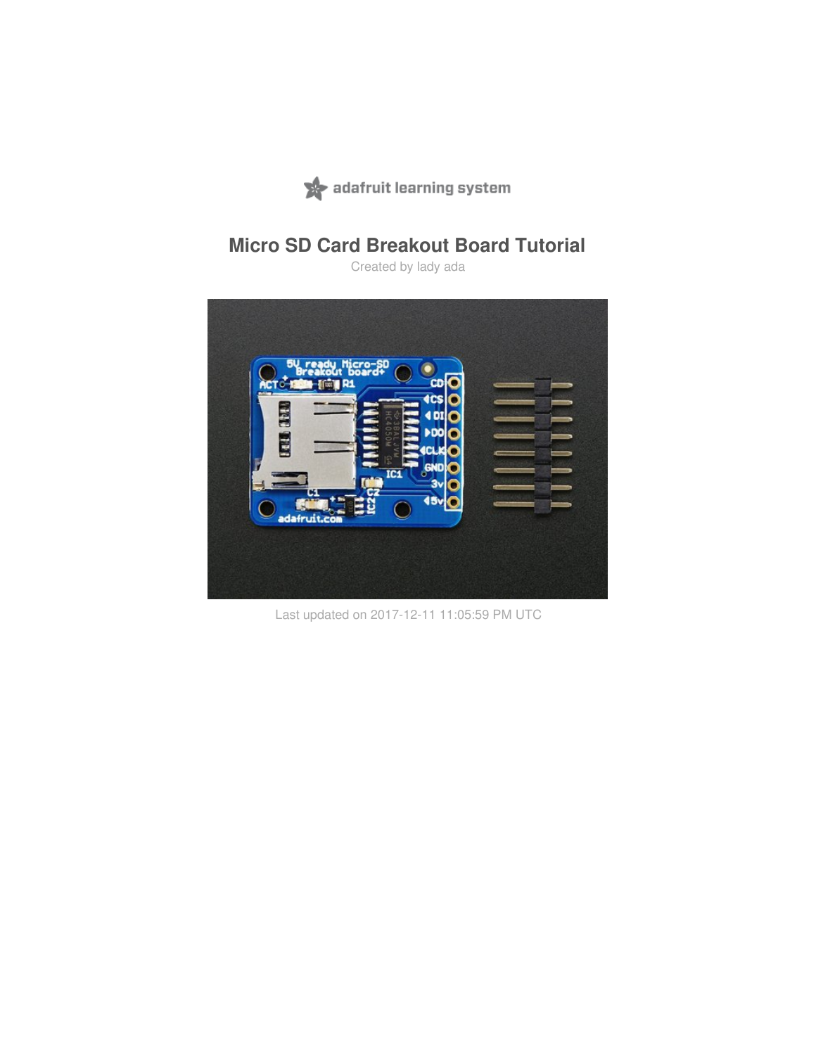adafruit learning system

# Micro SD Card Breakout Board Tutorial

Created by lady ada

Last updated on 2017-12-11 11:05:59 PM UTC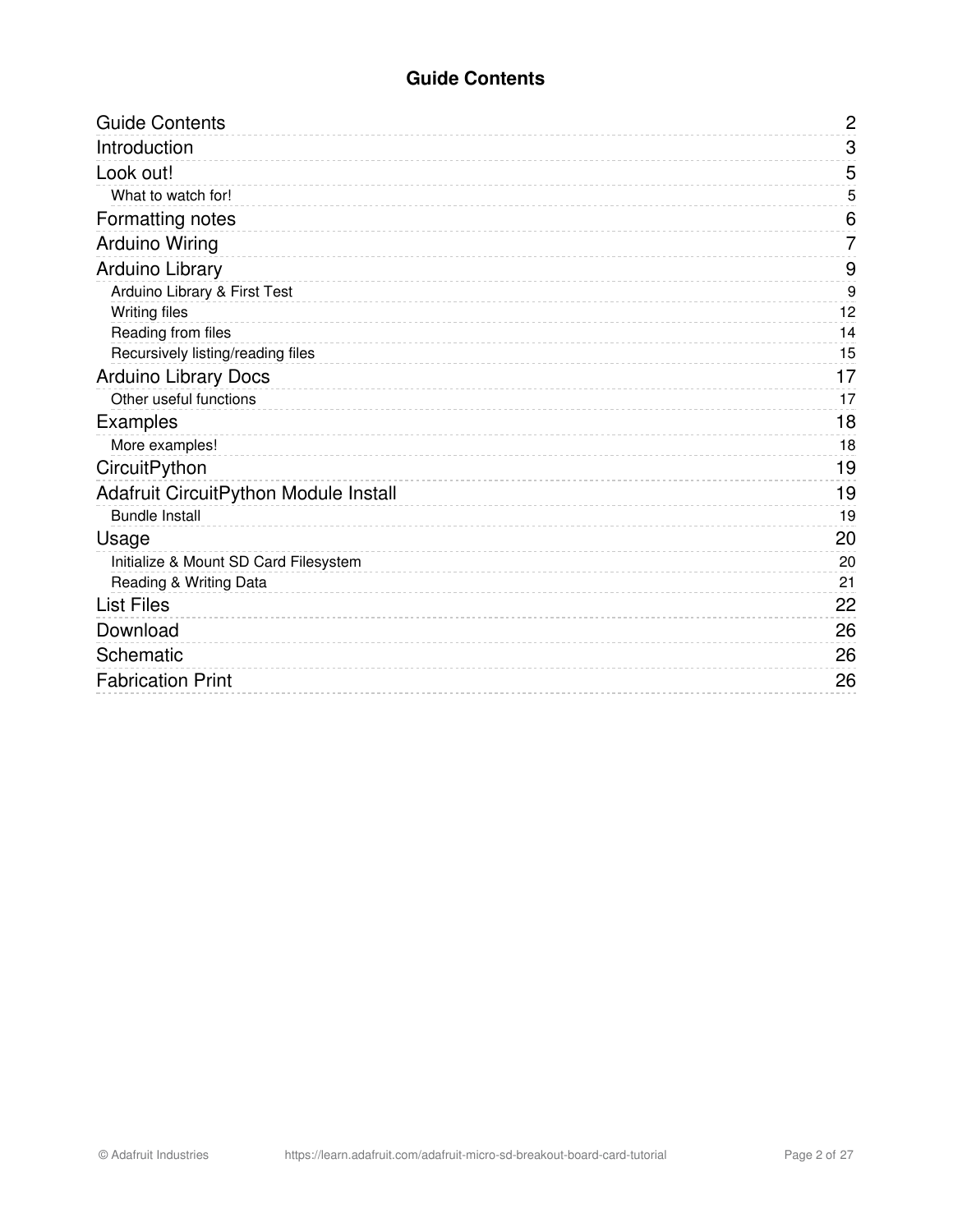# Guide Contents

| Section | Page |
|---|---|
| Guide Contents | 2 |
| Introduction | 3 |
| Look out! | 5 |
| &nbsp;&nbsp;What to watch for! | 5 |
| Formatting notes | 6 |
| Arduino Wiring | 7 |
| Arduino Library | 9 |
| &nbsp;&nbsp;Arduino Library & First Test | 9 |
| &nbsp;&nbsp;Writing files | 12 |
| &nbsp;&nbsp;Reading from files | 14 |
| &nbsp;&nbsp;Recursively listing/reading files | 15 |
| Arduino Library Docs | 17 |
| &nbsp;&nbsp;Other useful functions | 17 |
| Examples | 18 |
| &nbsp;&nbsp;More examples! | 18 |
| CircuitPython | 19 |
| Adafruit CircuitPython Module Install | 19 |
| &nbsp;&nbsp;Bundle Install | 19 |
| Usage | 20 |
| &nbsp;&nbsp;Initialize & Mount SD Card Filesystem | 20 |
| &nbsp;&nbsp;Reading & Writing Data | 21 |
| List Files | 22 |
| Download | 26 |
| Schematic | 26 |
| Fabrication Print | 26 |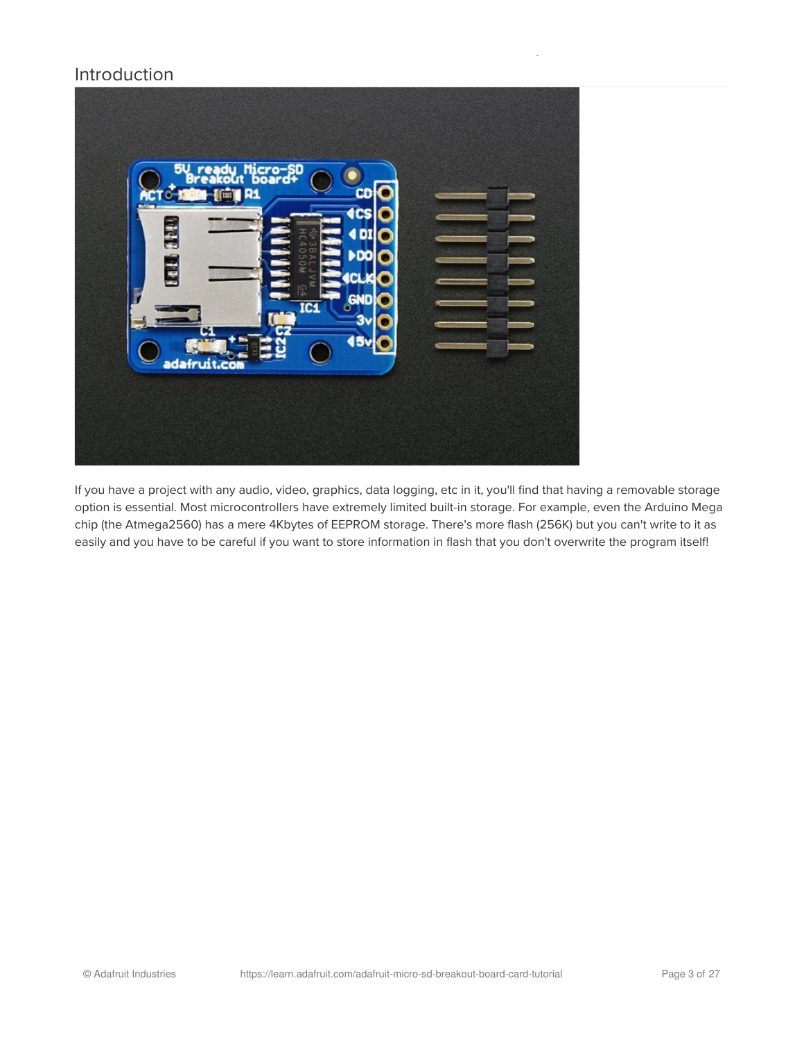# Introduction

If you have a project with any audio, video, graphics, data logging, etc in it, you'll find that having a removable storage option is essential. Most microcontrollers have extremely limited built-in storage. For example, even the Arduino Mega chip (the Atmega2560) has a mere 4Kbytes of EEPROM storage. There's more flash (256K) but you can't write to it as easily and you have to be careful if you want to store information in flash that you don't overwrite the program itself!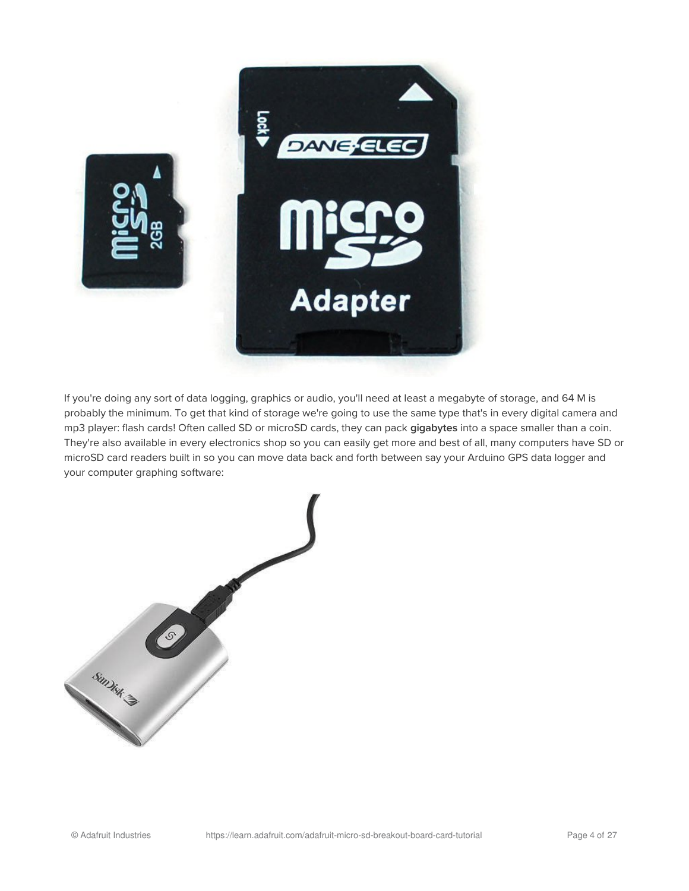If you're doing any sort of data logging, graphics or audio, you'll need at least a megabyte of storage, and 64 M is probably the minimum. To get that kind of storage we're going to use the same type that's in every digital camera and mp3 player: flash cards! Often called SD or microSD cards, they can pack **gigabytes** into a space smaller than a coin. They're also available in every electronics shop so you can easily get more and best of all, many computers have SD or microSD card readers built in so you can move data back and forth between say your Arduino GPS data logger and your computer graphing software: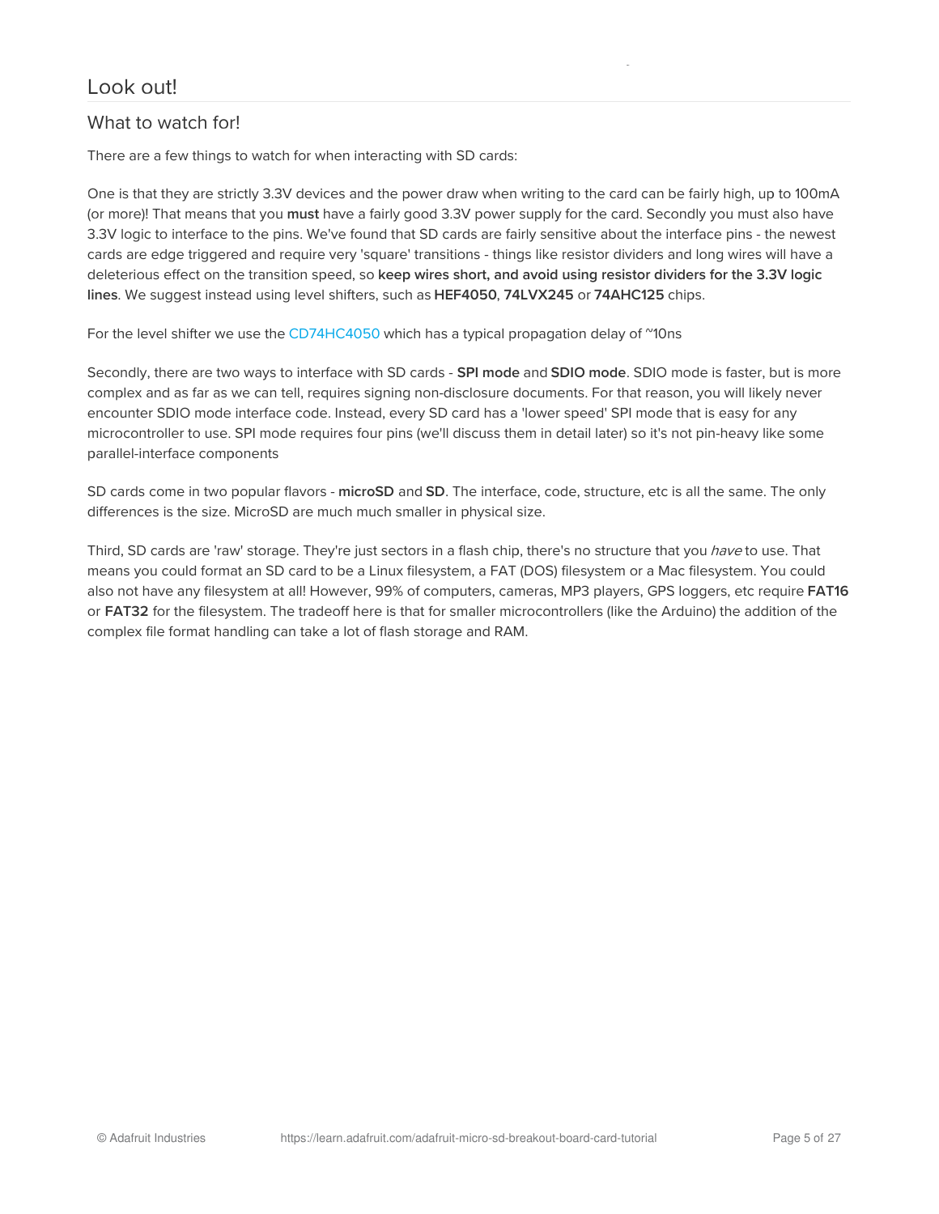# Look out!

## What to watch for!

There are a few things to watch for when interacting with SD cards:

One is that they are strictly 3.3V devices and the power draw when writing to the card can be fairly high, up to 100mA (or more)! That means that you **must** have a fairly good 3.3V power supply for the card. Secondly you must also have 3.3V logic to interface to the pins. We've found that SD cards are fairly sensitive about the interface pins - the newest cards are edge triggered and require very 'square' transitions - things like resistor dividers and long wires will have a deleterious effect on the transition speed, so **keep wires short, and avoid using resistor dividers for the 3.3V logic lines**. We suggest instead using level shifters, such as **HEF4050**, **74LVX245** or **74AHC125** chips.

For the level shifter we use the CD74HC4050 which has a typical propagation delay of ~10ns

Secondly, there are two ways to interface with SD cards - **SPI mode** and **SDIO mode**. SDIO mode is faster, but is more complex and as far as we can tell, requires signing non-disclosure documents. For that reason, you will likely never encounter SDIO mode interface code. Instead, every SD card has a 'lower speed' SPI mode that is easy for any microcontroller to use. SPI mode requires four pins (we'll discuss them in detail later) so it's not pin-heavy like some parallel-interface components

SD cards come in two popular flavors - **microSD** and **SD**. The interface, code, structure, etc is all the same. The only differences is the size. MicroSD are much much smaller in physical size.

Third, SD cards are 'raw' storage. They're just sectors in a flash chip, there's no structure that you *have* to use. That means you could format an SD card to be a Linux filesystem, a FAT (DOS) filesystem or a Mac filesystem. You could also not have any filesystem at all! However, 99% of computers, cameras, MP3 players, GPS loggers, etc require **FAT16** or **FAT32** for the filesystem. The tradeoff here is that for smaller microcontrollers (like the Arduino) the addition of the complex file format handling can take a lot of flash storage and RAM.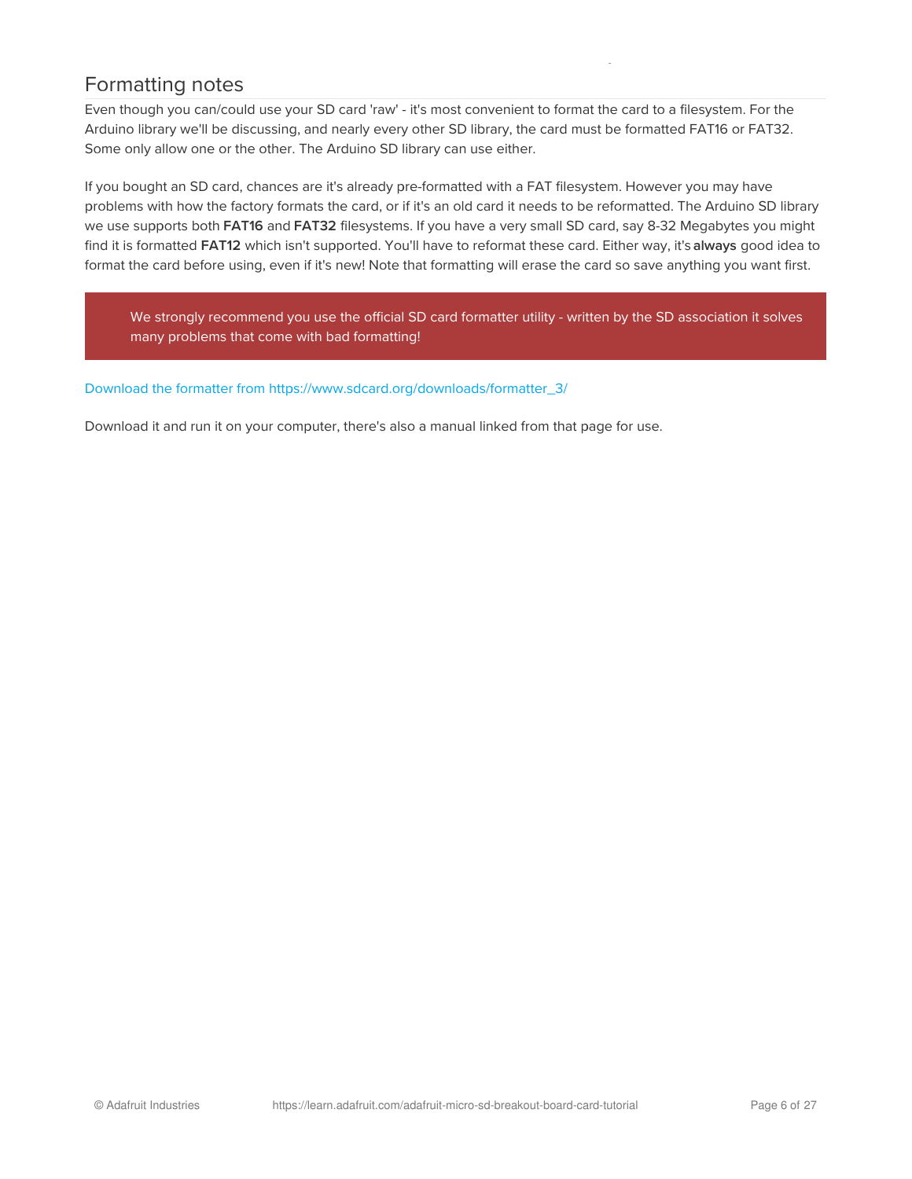## Formatting notes

Even though you can/could use your SD card 'raw' - it's most convenient to format the card to a filesystem. For the Arduino library we'll be discussing, and nearly every other SD library, the card must be formatted FAT16 or FAT32. Some only allow one or the other. The Arduino SD library can use either.

If you bought an SD card, chances are it's already pre-formatted with a FAT filesystem. However you may have problems with how the factory formats the card, or if it's an old card it needs to be reformatted. The Arduino SD library we use supports both **FAT16** and **FAT32** filesystems. If you have a very small SD card, say 8-32 Megabytes you might find it is formatted **FAT12** which isn't supported. You'll have to reformat these card. Either way, it's **always** good idea to format the card before using, even if it's new! Note that formatting will erase the card so save anything you want first.

> We strongly recommend you use the official SD card formatter utility - written by the SD association it solves many problems that come with bad formatting!

Download the formatter from https://www.sdcard.org/downloads/formatter_3/

Download it and run it on your computer, there's also a manual linked from that page for use.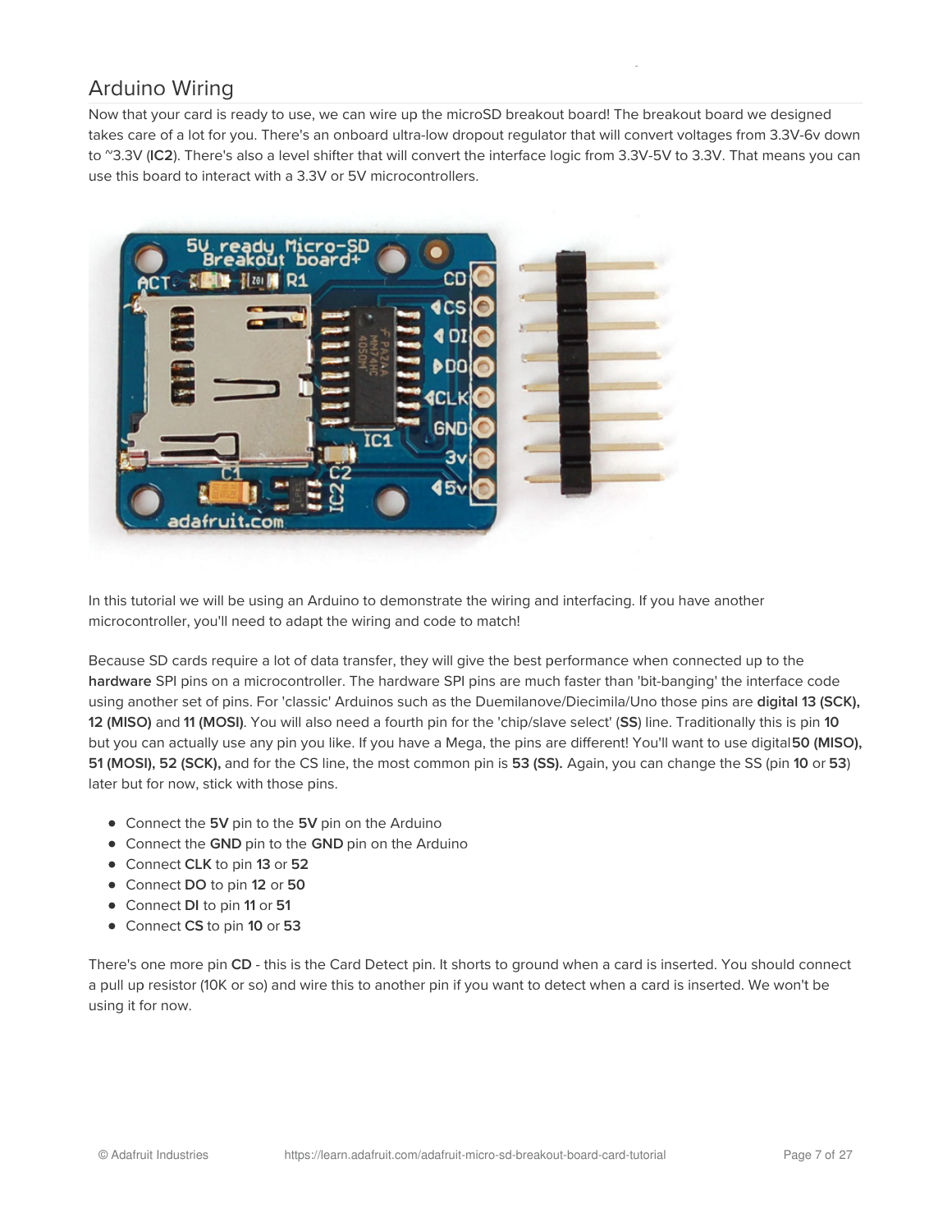## Arduino Wiring

Now that your card is ready to use, we can wire up the microSD breakout board! The breakout board we designed takes care of a lot for you. There's an onboard ultra-low dropout regulator that will convert voltages from 3.3V-6v down to ~3.3V (**IC2**). There's also a level shifter that will convert the interface logic from 3.3V-5V to 3.3V. That means you can use this board to interact with a 3.3V or 5V microcontrollers.

In this tutorial we will be using an Arduino to demonstrate the wiring and interfacing. If you have another microcontroller, you'll need to adapt the wiring and code to match!

Because SD cards require a lot of data transfer, they will give the best performance when connected up to the **hardware** SPI pins on a microcontroller. The hardware SPI pins are much faster than 'bit-banging' the interface code using another set of pins. For 'classic' Arduinos such as the Duemilanove/Diecimila/Uno those pins are **digital 13 (SCK), 12 (MISO)** and **11 (MOSI)**. You will also need a fourth pin for the 'chip/slave select' (**SS**) line. Traditionally this is pin **10** but you can actually use any pin you like. If you have a Mega, the pins are different! You'll want to use digital **50 (MISO), 51 (MOSI), 52 (SCK),** and for the CS line, the most common pin is **53 (SS).** Again, you can change the SS (pin **10** or **53**) later but for now, stick with those pins.

- Connect the **5V** pin to the **5V** pin on the Arduino
- Connect the **GND** pin to the **GND** pin on the Arduino
- Connect **CLK** to pin **13** or **52**
- Connect **DO** to pin **12** or **50**
- Connect **DI** to pin **11** or **51**
- Connect **CS** to pin **10** or **53**

There's one more pin **CD** - this is the Card Detect pin. It shorts to ground when a card is inserted. You should connect a pull up resistor (10K or so) and wire this to another pin if you want to detect when a card is inserted. We won't be using it for now.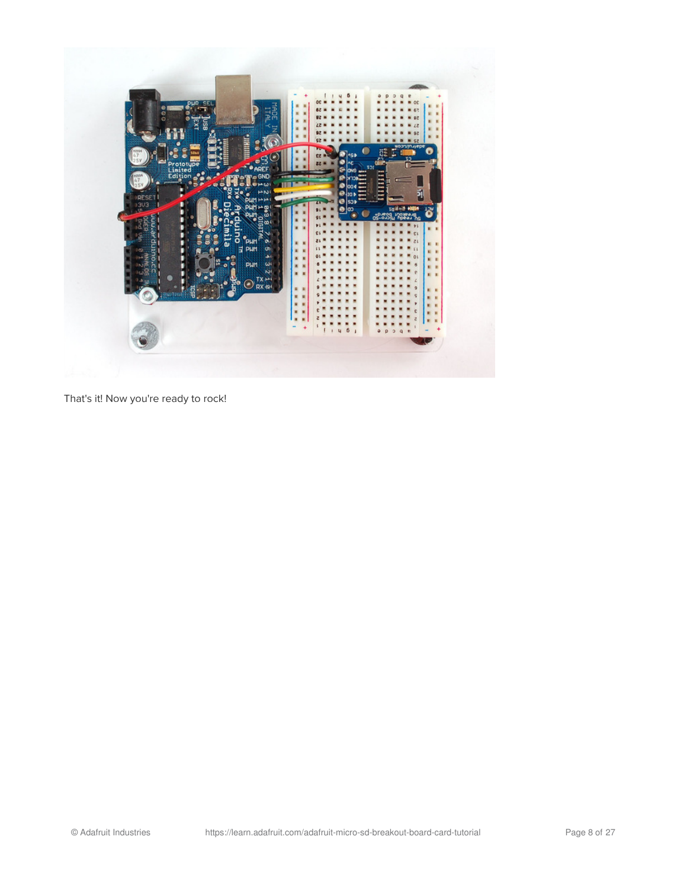That's it! Now you're ready to rock!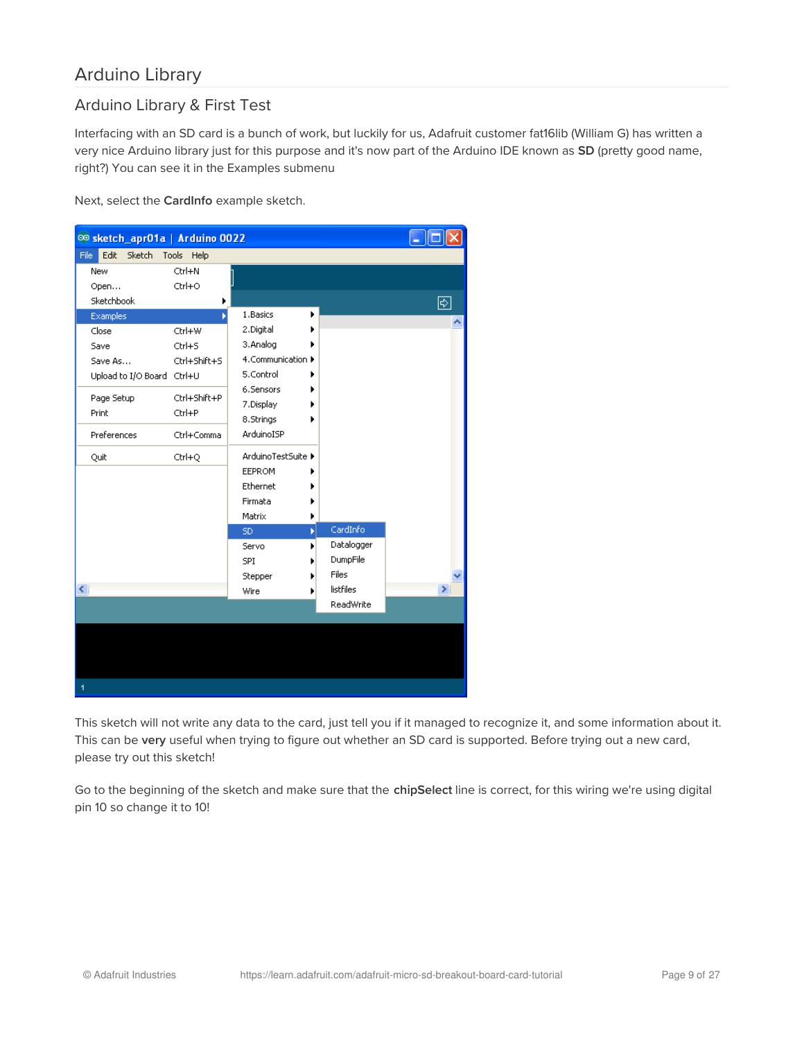# Arduino Library

## Arduino Library & First Test

Interfacing with an SD card is a bunch of work, but luckily for us, Adafruit customer fat16lib (William G) has written a very nice Arduino library just for this purpose and it's now part of the Arduino IDE known as **SD** (pretty good name, right?) You can see it in the Examples submenu

Next, select the **CardInfo** example sketch.

This sketch will not write any data to the card, just tell you if it managed to recognize it, and some information about it. This can be **very** useful when trying to figure out whether an SD card is supported. Before trying out a new card, please try out this sketch!

Go to the beginning of the sketch and make sure that the **chipSelect** line is correct, for this wiring we're using digital pin 10 so change it to 10!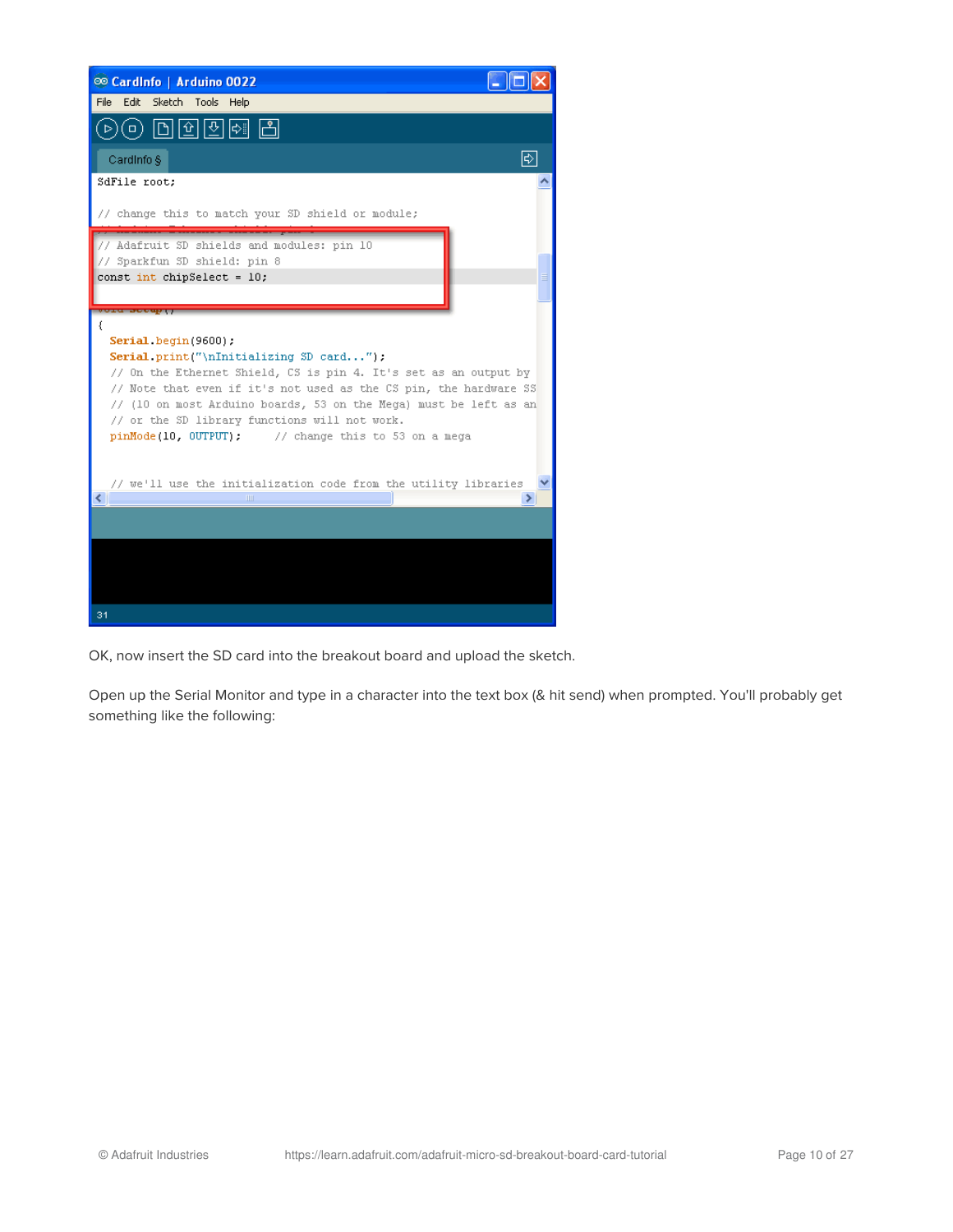```
SdFile root;

// change this to match your SD shield or module;
// Adafruit SD shields and modules: pin 10
// Sparkfun SD shield: pin 8
const int chipSelect = 10;

{
  Serial.begin(9600);
  Serial.print("\nInitializing SD card...");
  // On the Ethernet Shield, CS is pin 4. It's set as an output by
  // Note that even if it's not used as the CS pin, the hardware SS
  // (10 on most Arduino boards, 53 on the Mega) must be left as an
  // or the SD library functions will not work.
  pinMode(10, OUTPUT);     // change this to 53 on a mega


  // we'll use the initialization code from the utility libraries
```

OK, now insert the SD card into the breakout board and upload the sketch.

Open up the Serial Monitor and type in a character into the text box (& hit send) when prompted. You'll probably get something like the following: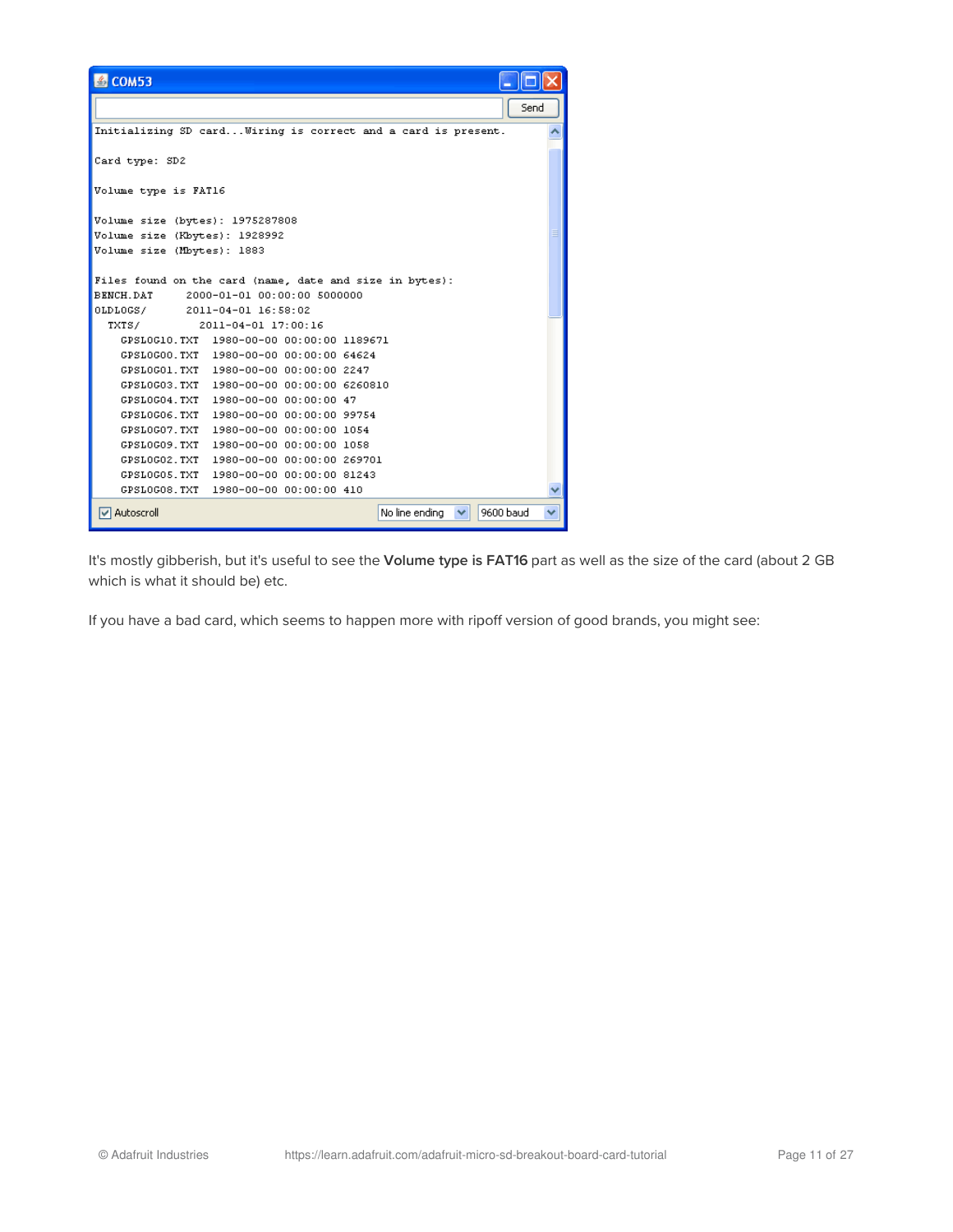```
Initializing SD card...Wiring is correct and a card is present.

Card type: SD2

Volume type is FAT16

Volume size (bytes): 1975287808
Volume size (Kbytes): 1928992
Volume size (Mbytes): 1883

Files found on the card (name, date and size in bytes):
BENCH.DAT     2000-01-01 00:00:00 5000000
OLDLOGS/      2011-04-01 16:58:02
  TXTS/         2011-04-01 17:00:16
    GPSLOG10.TXT  1980-00-00 00:00:00 1189671
    GPSLOG00.TXT  1980-00-00 00:00:00 64624
    GPSLOG01.TXT  1980-00-00 00:00:00 2247
    GPSLOG03.TXT  1980-00-00 00:00:00 6260810
    GPSLOG04.TXT  1980-00-00 00:00:00 47
    GPSLOG06.TXT  1980-00-00 00:00:00 99754
    GPSLOG07.TXT  1980-00-00 00:00:00 1054
    GPSLOG09.TXT  1980-00-00 00:00:00 1058
    GPSLOG02.TXT  1980-00-00 00:00:00 269701
    GPSLOG05.TXT  1980-00-00 00:00:00 81243
    GPSLOG08.TXT  1980-00-00 00:00:00 410
```

It's mostly gibberish, but it's useful to see the **Volume type is FAT16** part as well as the size of the card (about 2 GB which is what it should be) etc.

If you have a bad card, which seems to happen more with ripoff version of good brands, you might see: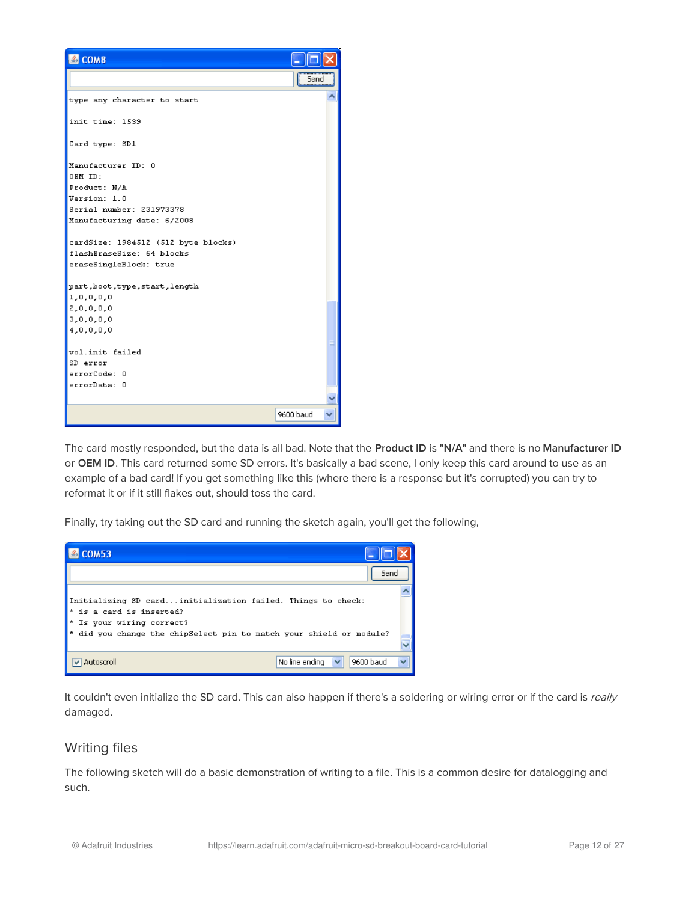```
type any character to start

init time: 1539

Card type: SD1

Manufacturer ID: 0
OEM ID:
Product: N/A
Version: 1.0
Serial number: 231973378
Manufacturing date: 6/2008

cardSize: 1984512 (512 byte blocks)
flashEraseSize: 64 blocks
eraseSingleBlock: true

part,boot,type,start,length
1,0,0,0,0
2,0,0,0,0
3,0,0,0,0
4,0,0,0,0

vol.init failed
SD error
errorCode: 0
errorData: 0
```

The card mostly responded, but the data is all bad. Note that the **Product ID** is **"N/A"** and there is no **Manufacturer ID** or **OEM ID**. This card returned some SD errors. It's basically a bad scene, I only keep this card around to use as an example of a bad card! If you get something like this (where there is a response but it's corrupted) you can try to reformat it or if it still flakes out, should toss the card.

Finally, try taking out the SD card and running the sketch again, you'll get the following,

```
Initializing SD card...initialization failed. Things to check:
* is a card is inserted?
* Is your wiring correct?
* did you change the chipSelect pin to match your shield or module?
```

It couldn't even initialize the SD card. This can also happen if there's a soldering or wiring error or if the card is *really* damaged.

## Writing files

The following sketch will do a basic demonstration of writing to a file. This is a common desire for datalogging and such.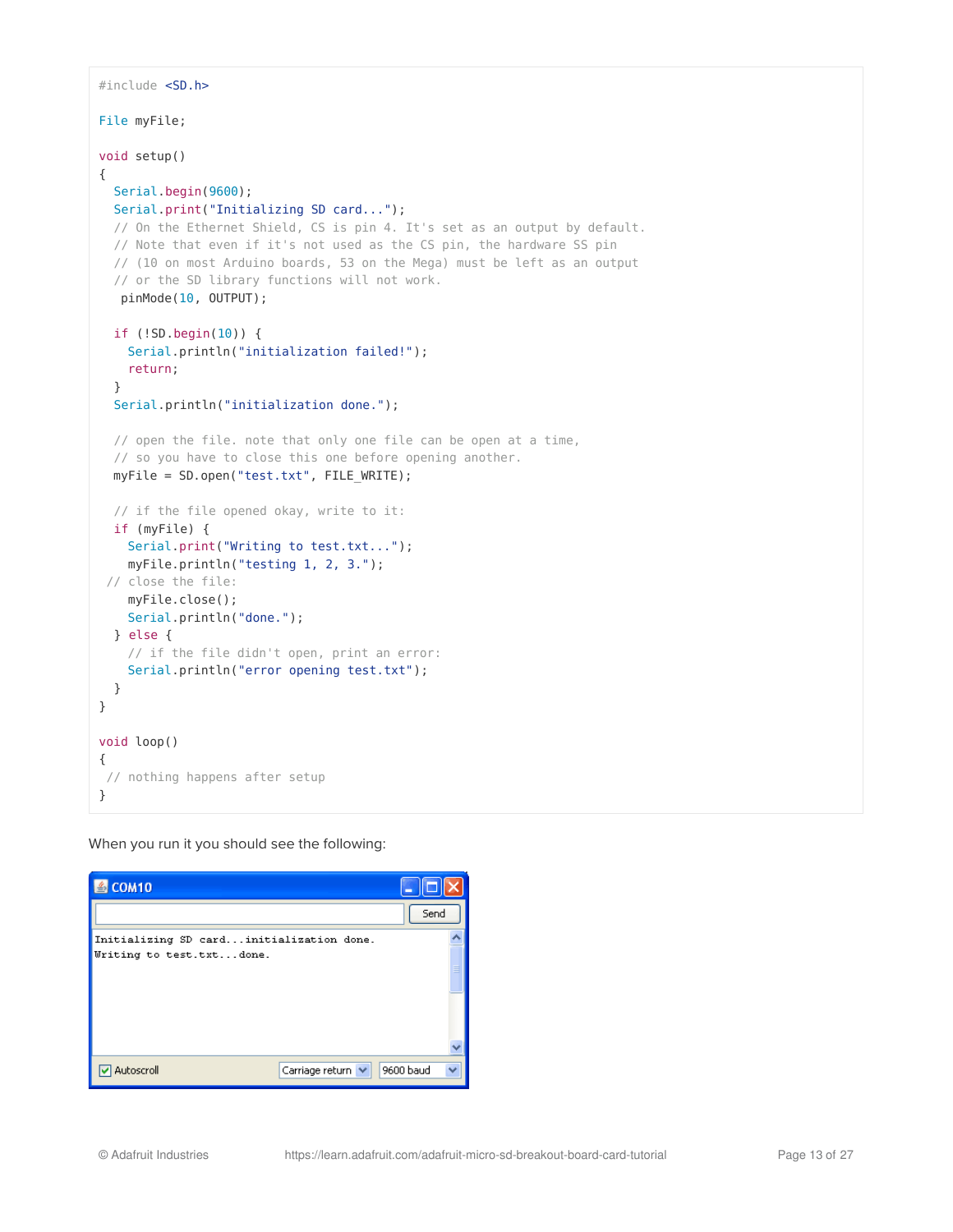```
#include <SD.h>

File myFile;

void setup()
{
  Serial.begin(9600);
  Serial.print("Initializing SD card...");
  // On the Ethernet Shield, CS is pin 4. It's set as an output by default.
  // Note that even if it's not used as the CS pin, the hardware SS pin
  // (10 on most Arduino boards, 53 on the Mega) must be left as an output
  // or the SD library functions will not work.
   pinMode(10, OUTPUT);

  if (!SD.begin(10)) {
    Serial.println("initialization failed!");
    return;
  }
  Serial.println("initialization done.");

  // open the file. note that only one file can be open at a time,
  // so you have to close this one before opening another.
  myFile = SD.open("test.txt", FILE_WRITE);

  // if the file opened okay, write to it:
  if (myFile) {
    Serial.print("Writing to test.txt...");
    myFile.println("testing 1, 2, 3.");
 // close the file:
    myFile.close();
    Serial.println("done.");
  } else {
    // if the file didn't open, print an error:
    Serial.println("error opening test.txt");
  }
}

void loop()
{
 // nothing happens after setup
}
```

When you run it you should see the following:

```
Initializing SD card...initialization done.
Writing to test.txt...done.
```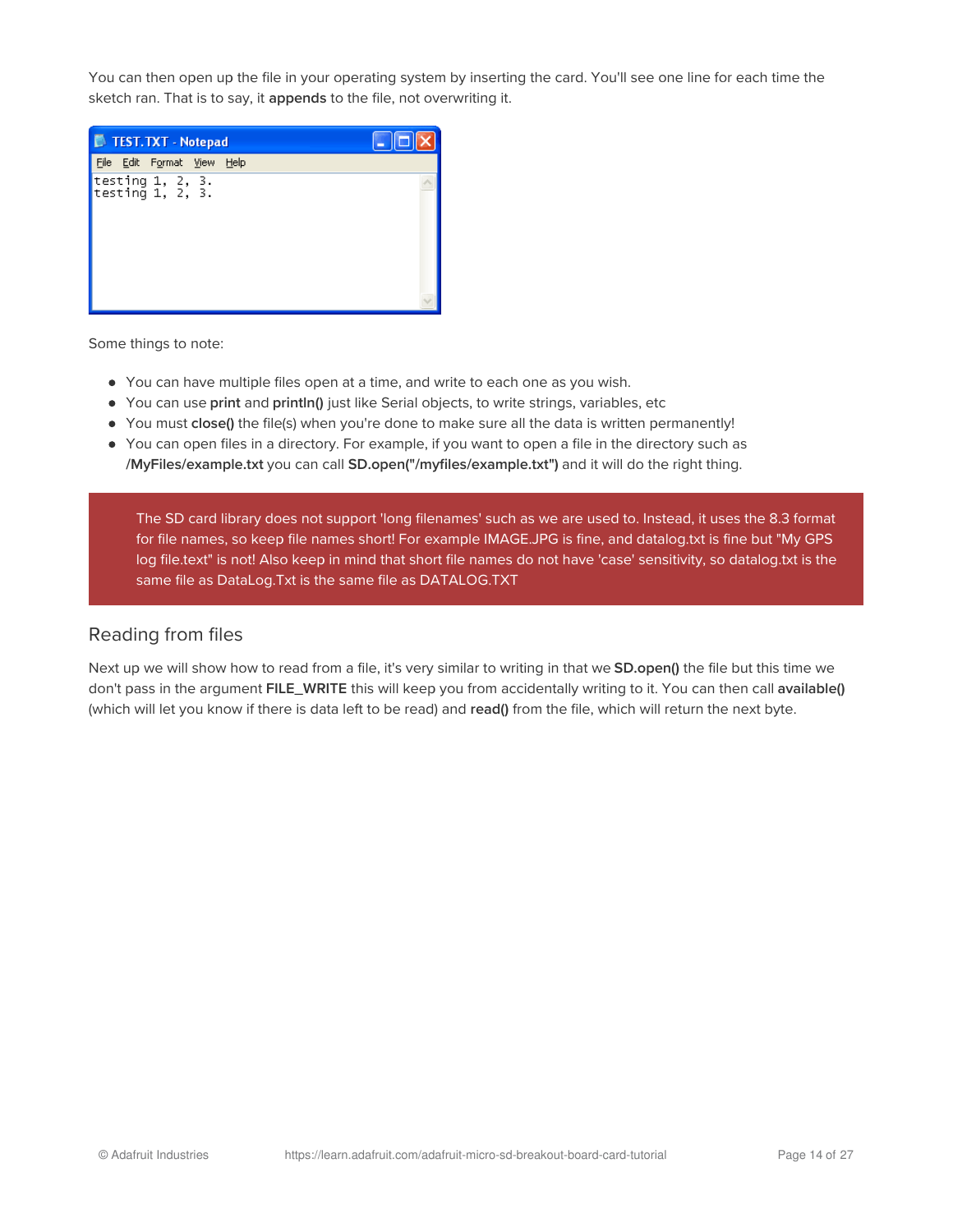You can then open up the file in your operating system by inserting the card. You'll see one line for each time the sketch ran. That is to say, it **appends** to the file, not overwriting it.

Some things to note:

- You can have multiple files open at a time, and write to each one as you wish.
- You can use **print** and **println()** just like Serial objects, to write strings, variables, etc
- You must **close()** the file(s) when you're done to make sure all the data is written permanently!
- You can open files in a directory. For example, if you want to open a file in the directory such as **/MyFiles/example.txt** you can call **SD.open("/myfiles/example.txt")** and it will do the right thing.

The SD card library does not support 'long filenames' such as we are used to. Instead, it uses the 8.3 format for file names, so keep file names short! For example IMAGE.JPG is fine, and datalog.txt is fine but "My GPS log file.text" is not! Also keep in mind that short file names do not have 'case' sensitivity, so datalog.txt is the same file as DataLog.Txt is the same file as DATALOG.TXT

## Reading from files

Next up we will show how to read from a file, it's very similar to writing in that we **SD.open()** the file but this time we don't pass in the argument **FILE_WRITE** this will keep you from accidentally writing to it. You can then call **available()** (which will let you know if there is data left to be read) and **read()** from the file, which will return the next byte.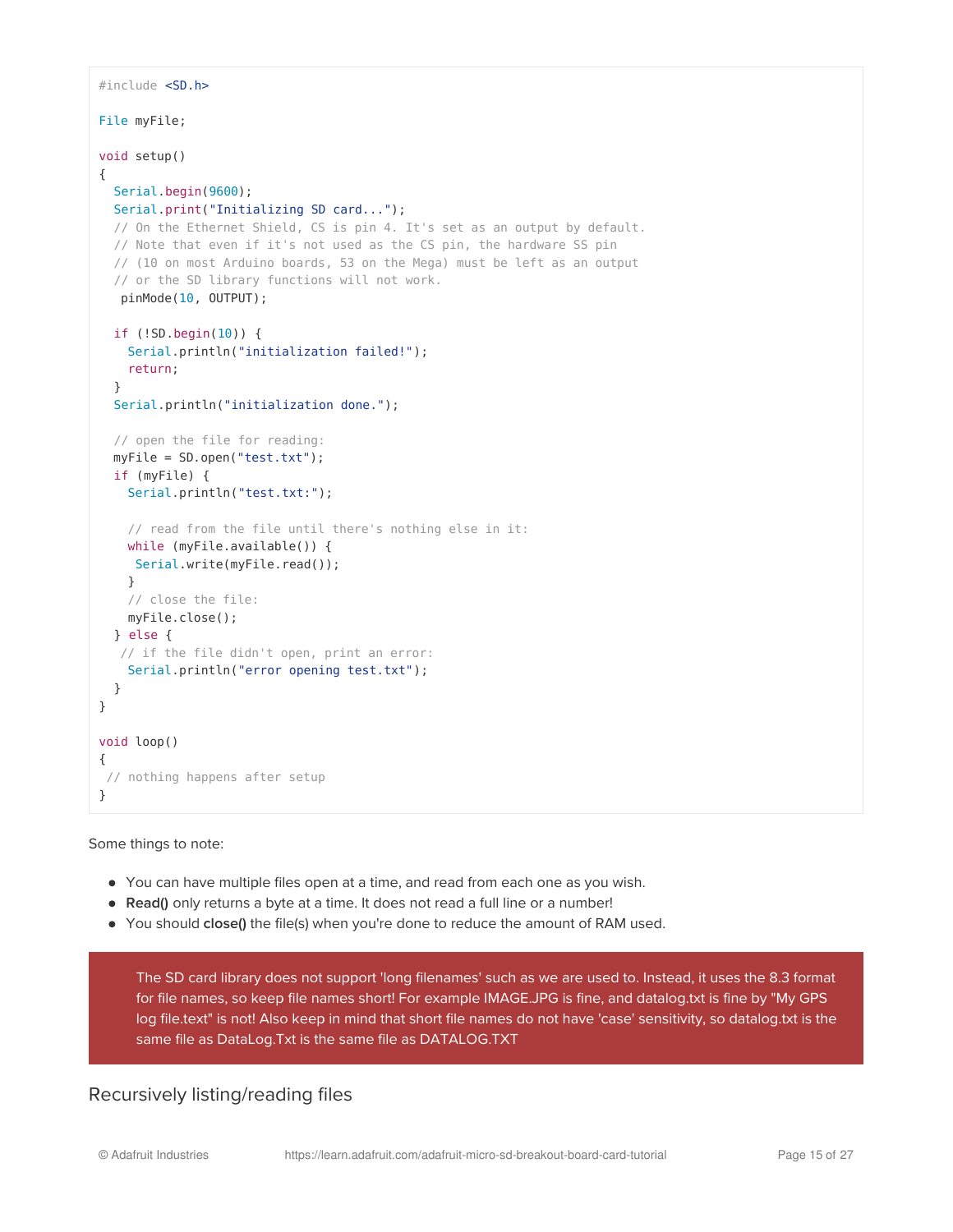```
#include <SD.h>

File myFile;

void setup()
{
  Serial.begin(9600);
  Serial.print("Initializing SD card...");
  // On the Ethernet Shield, CS is pin 4. It's set as an output by default.
  // Note that even if it's not used as the CS pin, the hardware SS pin
  // (10 on most Arduino boards, 53 on the Mega) must be left as an output
  // or the SD library functions will not work.
   pinMode(10, OUTPUT);

  if (!SD.begin(10)) {
    Serial.println("initialization failed!");
    return;
  }
  Serial.println("initialization done.");

  // open the file for reading:
  myFile = SD.open("test.txt");
  if (myFile) {
    Serial.println("test.txt:");

    // read from the file until there's nothing else in it:
    while (myFile.available()) {
     Serial.write(myFile.read());
    }
    // close the file:
    myFile.close();
  } else {
   // if the file didn't open, print an error:
    Serial.println("error opening test.txt");
  }
}

void loop()
{
 // nothing happens after setup
}
```

Some things to note:

- You can have multiple files open at a time, and read from each one as you wish.
- **Read()** only returns a byte at a time. It does not read a full line or a number!
- You should **close()** the file(s) when you're done to reduce the amount of RAM used.

> The SD card library does not support 'long filenames' such as we are used to. Instead, it uses the 8.3 format for file names, so keep file names short! For example IMAGE.JPG is fine, and datalog.txt is fine by "My GPS log file.text" is not! Also keep in mind that short file names do not have 'case' sensitivity, so datalog.txt is the same file as DataLog.Txt is the same file as DATALOG.TXT

## Recursively listing/reading files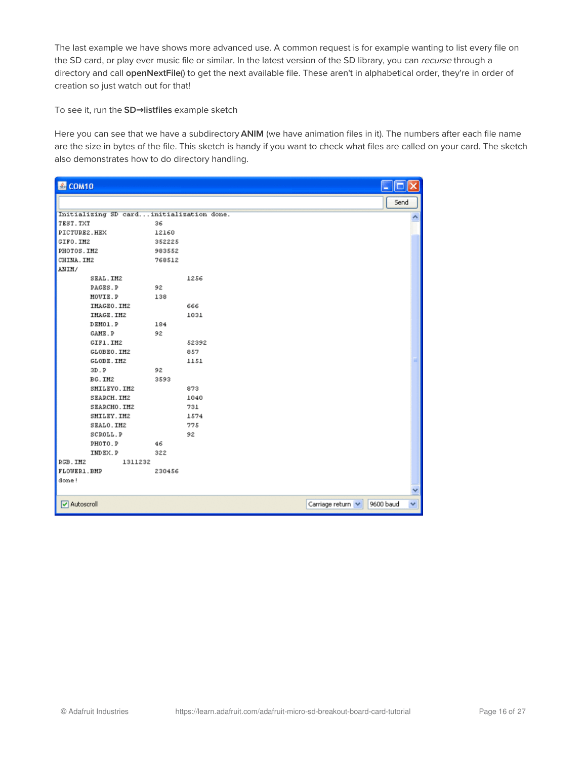The last example we have shows more advanced use. A common request is for example wanting to list every file on the SD card, or play ever music file or similar. In the latest version of the SD library, you can *recurse* through a directory and call **openNextFile**() to get the next available file. These aren't in alphabetical order, they're in order of creation so just watch out for that!

To see it, run the **SD→listfiles** example sketch

Here you can see that we have a subdirectory **ANIM** (we have animation files in it). The numbers after each file name are the size in bytes of the file. This sketch is handy if you want to check what files are called on your card. The sketch also demonstrates how to do directory handling.

```
Initializing SD card...initialization done.
TEST.TXT		36
PICTURE2.HEX		12160
GIF0.IM2		352225
PHOTOS.IM2		983552
CHINA.IM2		768512
ANIM/
	SEAL.IM2		1256
	PAGES.P		92
	MOVIE.P		138
	IMAGE0.IM2		666
	IMAGE.IM2		1031
	DEMO1.P		184
	GAME.P		92
	GIF1.IM2		52392
	GLOBE0.IM2		857
	GLOBE.IM2		1151
	3D.P		92
	BG.IM2		3593
	SMILEY0.IM2		873
	SEARCH.IM2		1040
	SEARCH0.IM2		731
	SMILEY.IM2		1574
	SEAL0.IM2		775
	SCROLL.P		92
	PHOTO.P		46
	INDEX.P		322
RGB.IM2		1311232
FLOWER1.BMP		230456
done!
```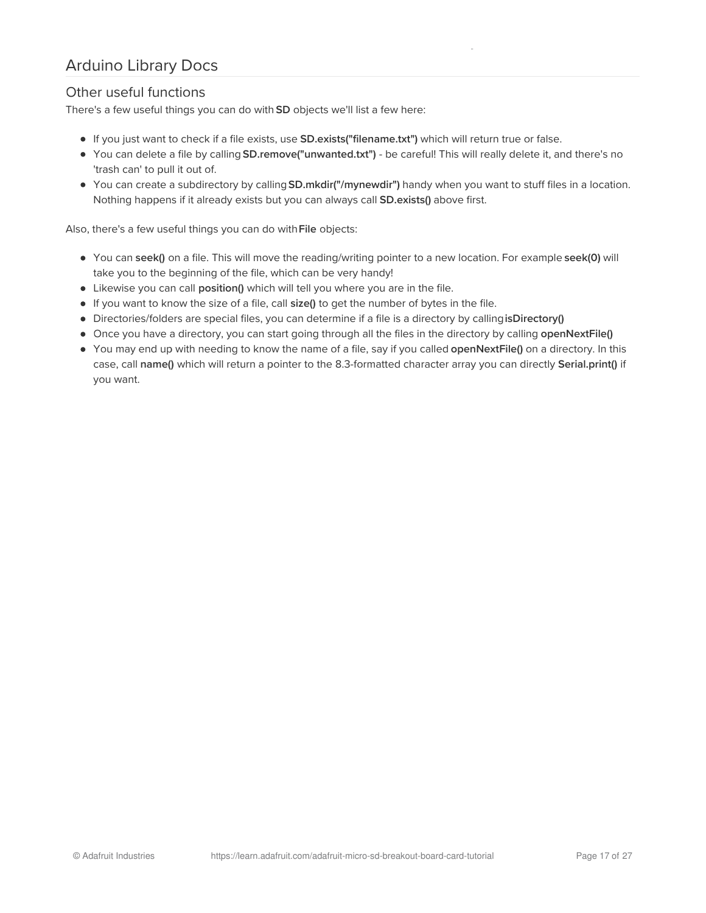# Arduino Library Docs

## Other useful functions

There's a few useful things you can do with **SD** objects we'll list a few here:

- If you just want to check if a file exists, use **SD.exists("filename.txt")** which will return true or false.
- You can delete a file by calling **SD.remove("unwanted.txt")** - be careful! This will really delete it, and there's no 'trash can' to pull it out of.
- You can create a subdirectory by calling **SD.mkdir("/mynewdir")** handy when you want to stuff files in a location. Nothing happens if it already exists but you can always call **SD.exists()** above first.

Also, there's a few useful things you can do with **File** objects:

- You can **seek()** on a file. This will move the reading/writing pointer to a new location. For example **seek(0)** will take you to the beginning of the file, which can be very handy!
- Likewise you can call **position()** which will tell you where you are in the file.
- If you want to know the size of a file, call **size()** to get the number of bytes in the file.
- Directories/folders are special files, you can determine if a file is a directory by calling **isDirectory()**
- Once you have a directory, you can start going through all the files in the directory by calling **openNextFile()**
- You may end up with needing to know the name of a file, say if you called **openNextFile()** on a directory. In this case, call **name()** which will return a pointer to the 8.3-formatted character array you can directly **Serial.print()** if you want.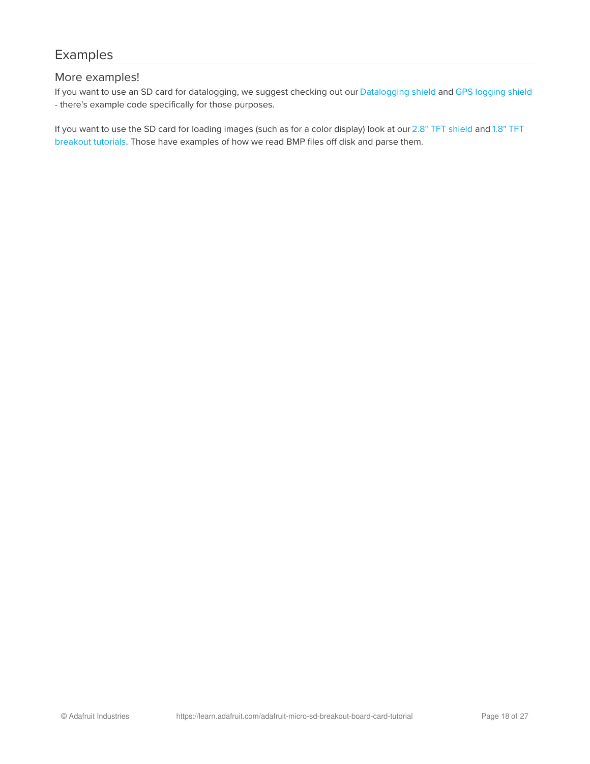# Examples

## More examples!

If you want to use an SD card for datalogging, we suggest checking out our Datalogging shield and GPS logging shield - there's example code specifically for those purposes.

If you want to use the SD card for loading images (such as for a color display) look at our 2.8" TFT shield and 1.8" TFT breakout tutorials. Those have examples of how we read BMP files off disk and parse them.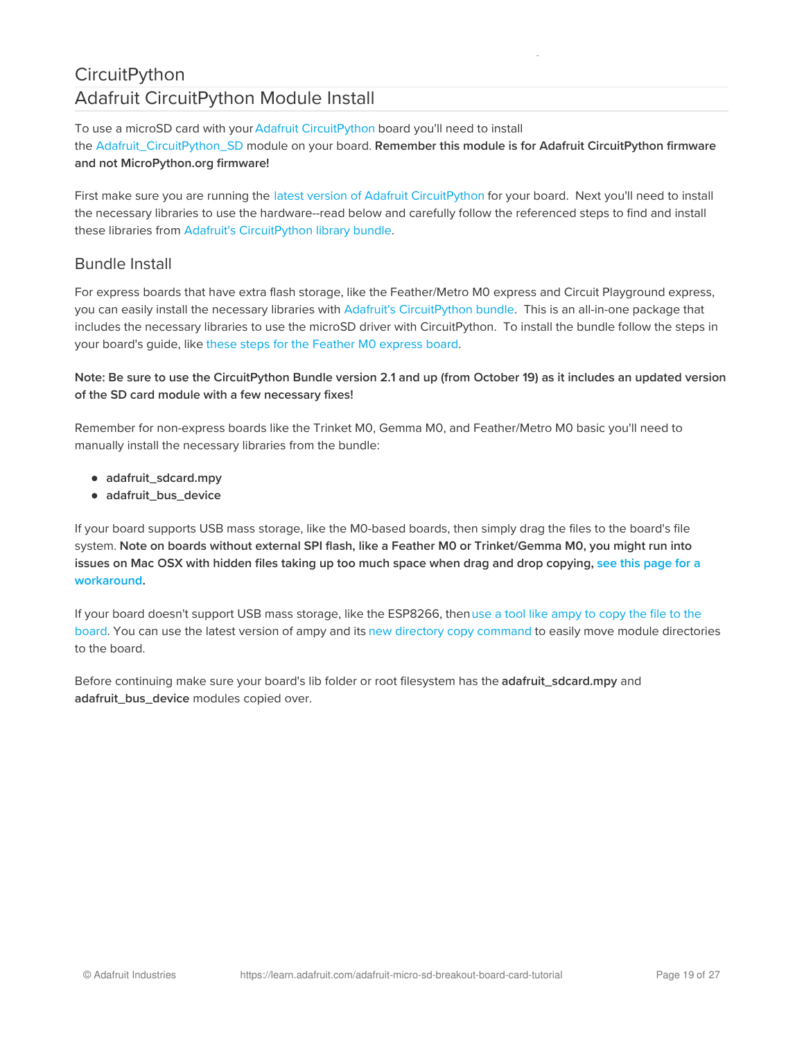# CircuitPython

## Adafruit CircuitPython Module Install

To use a microSD card with your Adafruit CircuitPython board you'll need to install the Adafruit_CircuitPython_SD module on your board. **Remember this module is for Adafruit CircuitPython firmware and not MicroPython.org firmware!**

First make sure you are running the latest version of Adafruit CircuitPython for your board. Next you'll need to install the necessary libraries to use the hardware--read below and carefully follow the referenced steps to find and install these libraries from Adafruit's CircuitPython library bundle.

### Bundle Install

For express boards that have extra flash storage, like the Feather/Metro M0 express and Circuit Playground express, you can easily install the necessary libraries with Adafruit's CircuitPython bundle. This is an all-in-one package that includes the necessary libraries to use the microSD driver with CircuitPython. To install the bundle follow the steps in your board's guide, like these steps for the Feather M0 express board.

**Note: Be sure to use the CircuitPython Bundle version 2.1 and up (from October 19) as it includes an updated version of the SD card module with a few necessary fixes!**

Remember for non-express boards like the Trinket M0, Gemma M0, and Feather/Metro M0 basic you'll need to manually install the necessary libraries from the bundle:

- **adafruit_sdcard.mpy**
- **adafruit_bus_device**

If your board supports USB mass storage, like the M0-based boards, then simply drag the files to the board's file system. **Note on boards without external SPI flash, like a Feather M0 or Trinket/Gemma M0, you might run into issues on Mac OSX with hidden files taking up too much space when drag and drop copying, see this page for a workaround.**

If your board doesn't support USB mass storage, like the ESP8266, then use a tool like ampy to copy the file to the board. You can use the latest version of ampy and its new directory copy command to easily move module directories to the board.

Before continuing make sure your board's lib folder or root filesystem has the **adafruit_sdcard.mpy** and **adafruit_bus_device** modules copied over.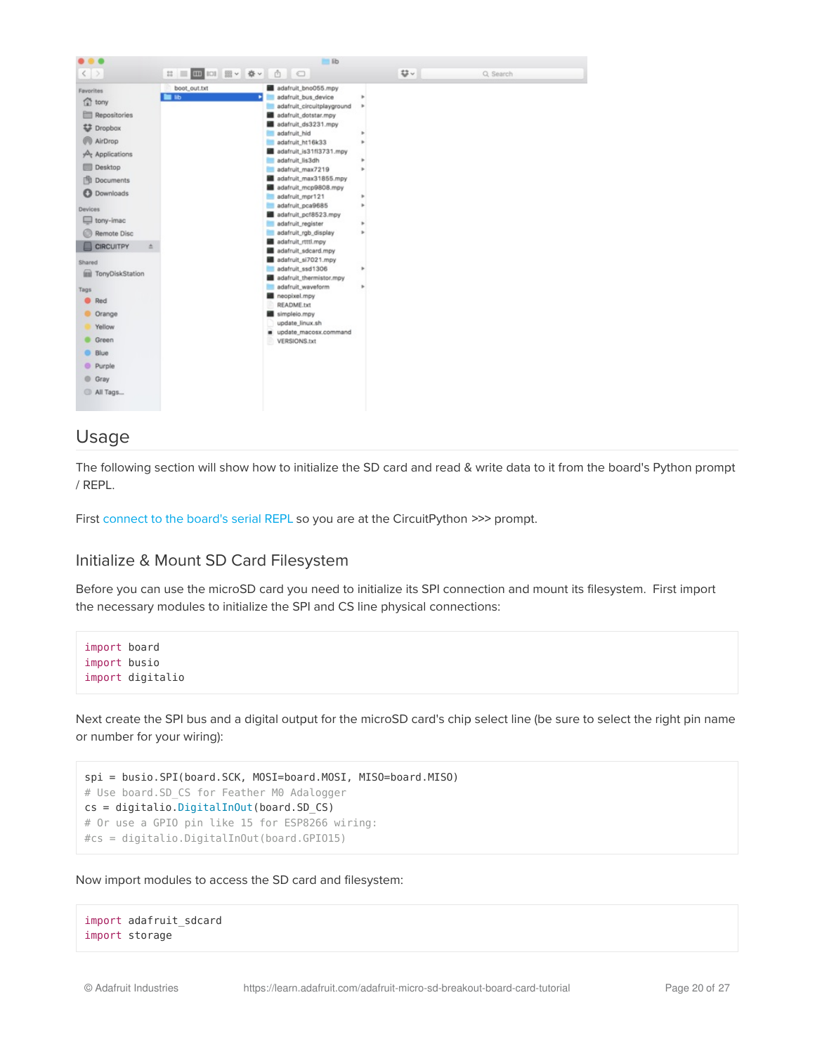## Usage

The following section will show how to initialize the SD card and read & write data to it from the board's Python prompt / REPL.

First connect to the board's serial REPL so you are at the CircuitPython >>> prompt.

### Initialize & Mount SD Card Filesystem

Before you can use the microSD card you need to initialize its SPI connection and mount its filesystem. First import the necessary modules to initialize the SPI and CS line physical connections:

```
import board
import busio
import digitalio
```

Next create the SPI bus and a digital output for the microSD card's chip select line (be sure to select the right pin name or number for your wiring):

```
spi = busio.SPI(board.SCK, MOSI=board.MOSI, MISO=board.MISO)
# Use board.SD_CS for Feather M0 Adalogger
cs = digitalio.DigitalInOut(board.SD_CS)
# Or use a GPIO pin like 15 for ESP8266 wiring:
#cs = digitalio.DigitalInOut(board.GPIO15)
```

Now import modules to access the SD card and filesystem:

```
import adafruit_sdcard
import storage
```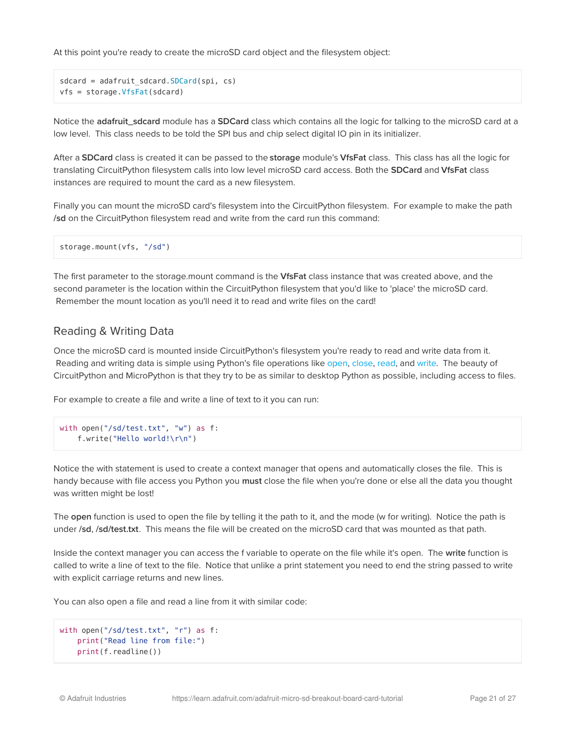At this point you're ready to create the microSD card object and the filesystem object:

```
sdcard = adafruit_sdcard.SDCard(spi, cs)
vfs = storage.VfsFat(sdcard)
```

Notice the **adafruit_sdcard** module has a **SDCard** class which contains all the logic for talking to the microSD card at a low level. This class needs to be told the SPI bus and chip select digital IO pin in its initializer.

After a **SDCard** class is created it can be passed to the **storage** module's **VfsFat** class. This class has all the logic for translating CircuitPython filesystem calls into low level microSD card access. Both the **SDCard** and **VfsFat** class instances are required to mount the card as a new filesystem.

Finally you can mount the microSD card's filesystem into the CircuitPython filesystem. For example to make the path **/sd** on the CircuitPython filesystem read and write from the card run this command:

```
storage.mount(vfs, "/sd")
```

The first parameter to the storage.mount command is the **VfsFat** class instance that was created above, and the second parameter is the location within the CircuitPython filesystem that you'd like to 'place' the microSD card. Remember the mount location as you'll need it to read and write files on the card!

## Reading & Writing Data

Once the microSD card is mounted inside CircuitPython's filesystem you're ready to read and write data from it. Reading and writing data is simple using Python's file operations like open, close, read, and write. The beauty of CircuitPython and MicroPython is that they try to be as similar to desktop Python as possible, including access to files.

For example to create a file and write a line of text to it you can run:

```
with open("/sd/test.txt", "w") as f:
    f.write("Hello world!\r\n")
```

Notice the with statement is used to create a context manager that opens and automatically closes the file. This is handy because with file access you Python you **must** close the file when you're done or else all the data you thought was written might be lost!

The **open** function is used to open the file by telling it the path to it, and the mode (w for writing). Notice the path is under **/sd**, **/sd/test.txt**. This means the file will be created on the microSD card that was mounted as that path.

Inside the context manager you can access the f variable to operate on the file while it's open. The **write** function is called to write a line of text to the file. Notice that unlike a print statement you need to end the string passed to write with explicit carriage returns and new lines.

You can also open a file and read a line from it with similar code:

```
with open("/sd/test.txt", "r") as f:
    print("Read line from file:")
    print(f.readline())
```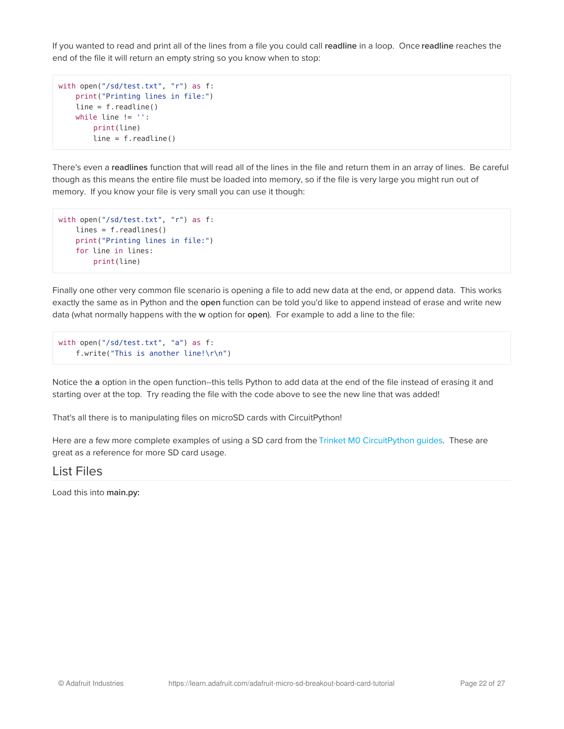If you wanted to read and print all of the lines from a file you could call **readline** in a loop. Once **readline** reaches the end of the file it will return an empty string so you know when to stop:

```
with open("/sd/test.txt", "r") as f:
    print("Printing lines in file:")
    line = f.readline()
    while line != '':
        print(line)
        line = f.readline()
```

There's even a **readlines** function that will read all of the lines in the file and return them in an array of lines. Be careful though as this means the entire file must be loaded into memory, so if the file is very large you might run out of memory. If you know your file is very small you can use it though:

```
with open("/sd/test.txt", "r") as f:
    lines = f.readlines()
    print("Printing lines in file:")
    for line in lines:
        print(line)
```

Finally one other very common file scenario is opening a file to add new data at the end, or append data. This works exactly the same as in Python and the **open** function can be told you'd like to append instead of erase and write new data (what normally happens with the **w** option for **open**). For example to add a line to the file:

```
with open("/sd/test.txt", "a") as f:
    f.write("This is another line!\r\n")
```

Notice the **a** option in the open function--this tells Python to add data at the end of the file instead of erasing it and starting over at the top. Try reading the file with the code above to see the new line that was added!

That's all there is to manipulating files on microSD cards with CircuitPython!

Here are a few more complete examples of using a SD card from the Trinket M0 CircuitPython guides. These are great as a reference for more SD card usage.

## List Files

Load this into **main.py:**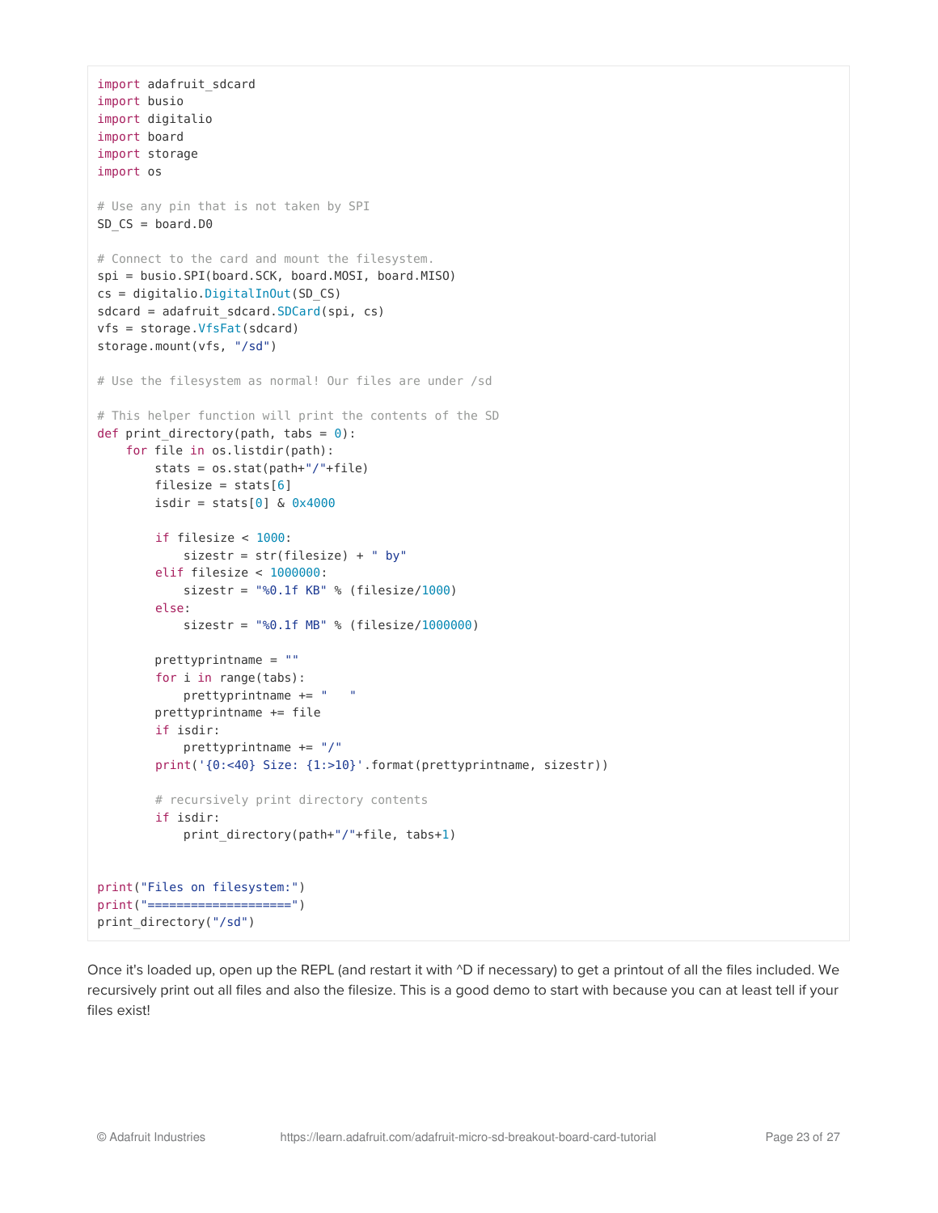```
import adafruit_sdcard
import busio
import digitalio
import board
import storage
import os

# Use any pin that is not taken by SPI
SD_CS = board.D0

# Connect to the card and mount the filesystem.
spi = busio.SPI(board.SCK, board.MOSI, board.MISO)
cs = digitalio.DigitalInOut(SD_CS)
sdcard = adafruit_sdcard.SDCard(spi, cs)
vfs = storage.VfsFat(sdcard)
storage.mount(vfs, "/sd")

# Use the filesystem as normal! Our files are under /sd

# This helper function will print the contents of the SD
def print_directory(path, tabs = 0):
    for file in os.listdir(path):
        stats = os.stat(path+"/"+file)
        filesize = stats[6]
        isdir = stats[0] & 0x4000

        if filesize < 1000:
            sizestr = str(filesize) + " by"
        elif filesize < 1000000:
            sizestr = "%0.1f KB" % (filesize/1000)
        else:
            sizestr = "%0.1f MB" % (filesize/1000000)

        prettyprintname = ""
        for i in range(tabs):
            prettyprintname += "   "
        prettyprintname += file
        if isdir:
            prettyprintname += "/"
        print('{0:<40} Size: {1:>10}'.format(prettyprintname, sizestr))

        # recursively print directory contents
        if isdir:
            print_directory(path+"/"+file, tabs+1)


print("Files on filesystem:")
print("====================")
print_directory("/sd")
```

Once it's loaded up, open up the REPL (and restart it with ^D if necessary) to get a printout of all the files included. We recursively print out all files and also the filesize. This is a good demo to start with because you can at least tell if your files exist!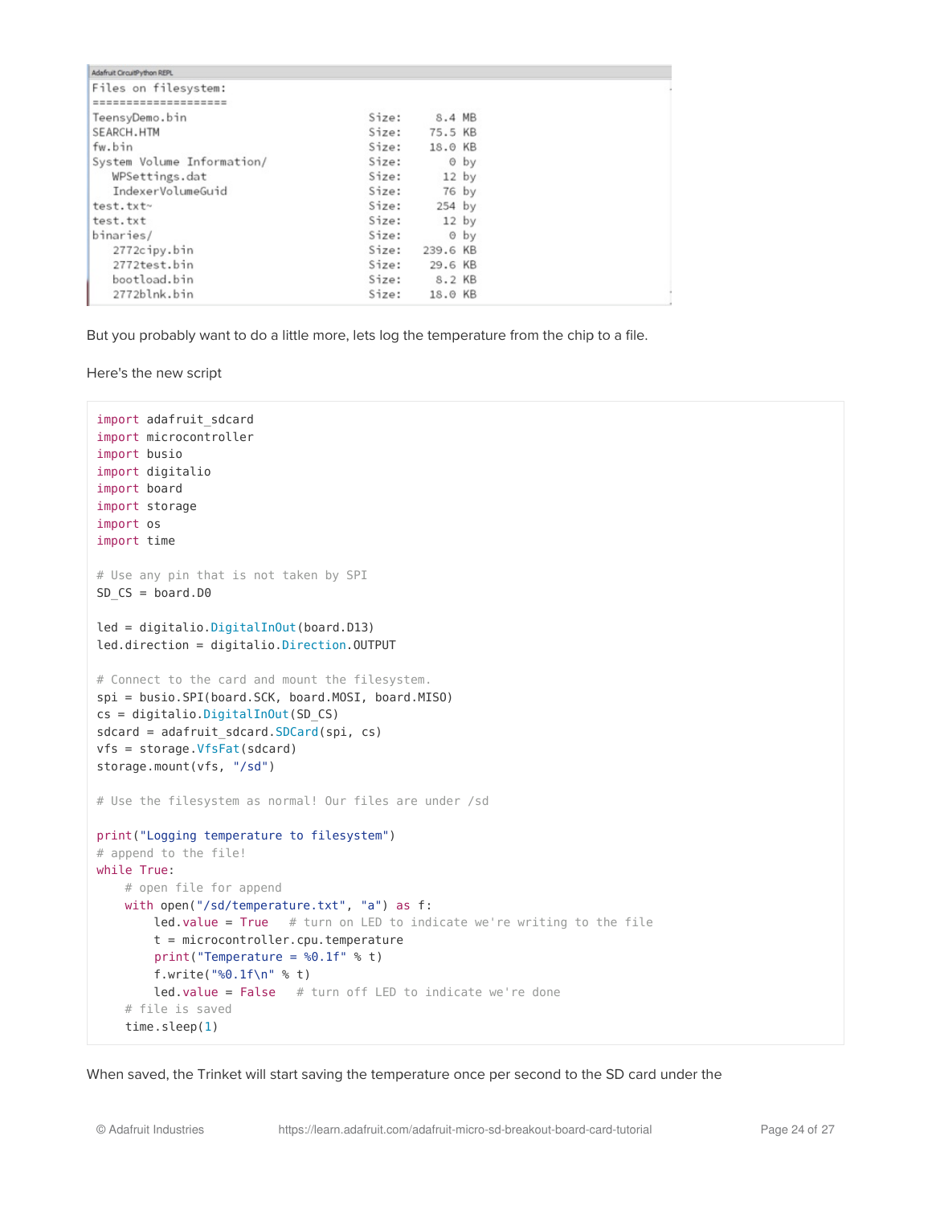```
Adafruit CircuitPython REPL
Files on filesystem:
====================
TeensyDemo.bin                          Size:     8.4 MB
SEARCH.HTM                              Size:    75.5 KB
fw.bin                                  Size:    18.0 KB
System Volume Information/              Size:       0 by
   WPSettings.dat                       Size:      12 by
   IndexerVolumeGuid                    Size:      76 by
test.txt~                               Size:     254 by
test.txt                                Size:      12 by
binaries/                               Size:       0 by
   2772cipy.bin                         Size:   239.6 KB
   2772test.bin                         Size:    29.6 KB
   bootload.bin                         Size:     8.2 KB
   2772blnk.bin                         Size:    18.0 KB
```

But you probably want to do a little more, lets log the temperature from the chip to a file.

Here's the new script

```
import adafruit_sdcard
import microcontroller
import busio
import digitalio
import board
import storage
import os
import time

# Use any pin that is not taken by SPI
SD_CS = board.D0

led = digitalio.DigitalInOut(board.D13)
led.direction = digitalio.Direction.OUTPUT

# Connect to the card and mount the filesystem.
spi = busio.SPI(board.SCK, board.MOSI, board.MISO)
cs = digitalio.DigitalInOut(SD_CS)
sdcard = adafruit_sdcard.SDCard(spi, cs)
vfs = storage.VfsFat(sdcard)
storage.mount(vfs, "/sd")

# Use the filesystem as normal! Our files are under /sd

print("Logging temperature to filesystem")
# append to the file!
while True:
    # open file for append
    with open("/sd/temperature.txt", "a") as f:
        led.value = True   # turn on LED to indicate we're writing to the file
        t = microcontroller.cpu.temperature
        print("Temperature = %0.1f" % t)
        f.write("%0.1f\n" % t)
        led.value = False  # turn off LED to indicate we're done
    # file is saved
    time.sleep(1)
```

When saved, the Trinket will start saving the temperature once per second to the SD card under the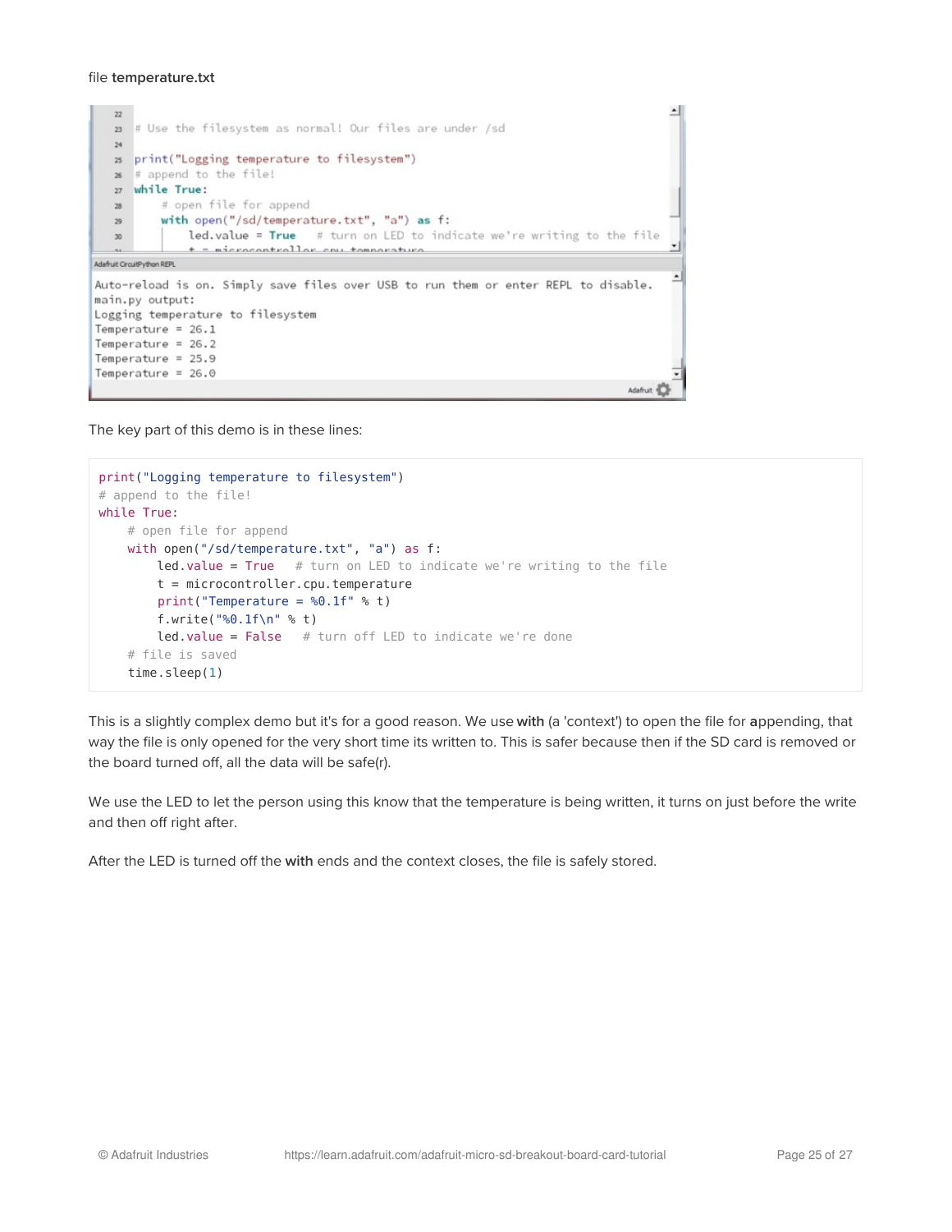file **temperature.txt**

```
22
23  # Use the filesystem as normal! Our files are under /sd
24
25  print("Logging temperature to filesystem")
26  # append to the file!
27  while True:
28      # open file for append
29      with open("/sd/temperature.txt", "a") as f:
30          led.value = True   # turn on LED to indicate we're writing to the file
```

```
Adafruit CircuitPython REPL
Auto-reload is on. Simply save files over USB to run them or enter REPL to disable.
main.py output:
Logging temperature to filesystem
Temperature = 26.1
Temperature = 26.2
Temperature = 25.9
Temperature = 26.0
```

The key part of this demo is in these lines:

```
print("Logging temperature to filesystem")
# append to the file!
while True:
    # open file for append
    with open("/sd/temperature.txt", "a") as f:
        led.value = True   # turn on LED to indicate we're writing to the file
        t = microcontroller.cpu.temperature
        print("Temperature = %0.1f" % t)
        f.write("%0.1f\n" % t)
        led.value = False   # turn off LED to indicate we're done
    # file is saved
    time.sleep(1)
```

This is a slightly complex demo but it's for a good reason. We use **with** (a 'context') to open the file for **a**ppending, that way the file is only opened for the very short time its written to. This is safer because then if the SD card is removed or the board turned off, all the data will be safe(r).

We use the LED to let the person using this know that the temperature is being written, it turns on just before the write and then off right after.

After the LED is turned off the **with** ends and the context closes, the file is safely stored.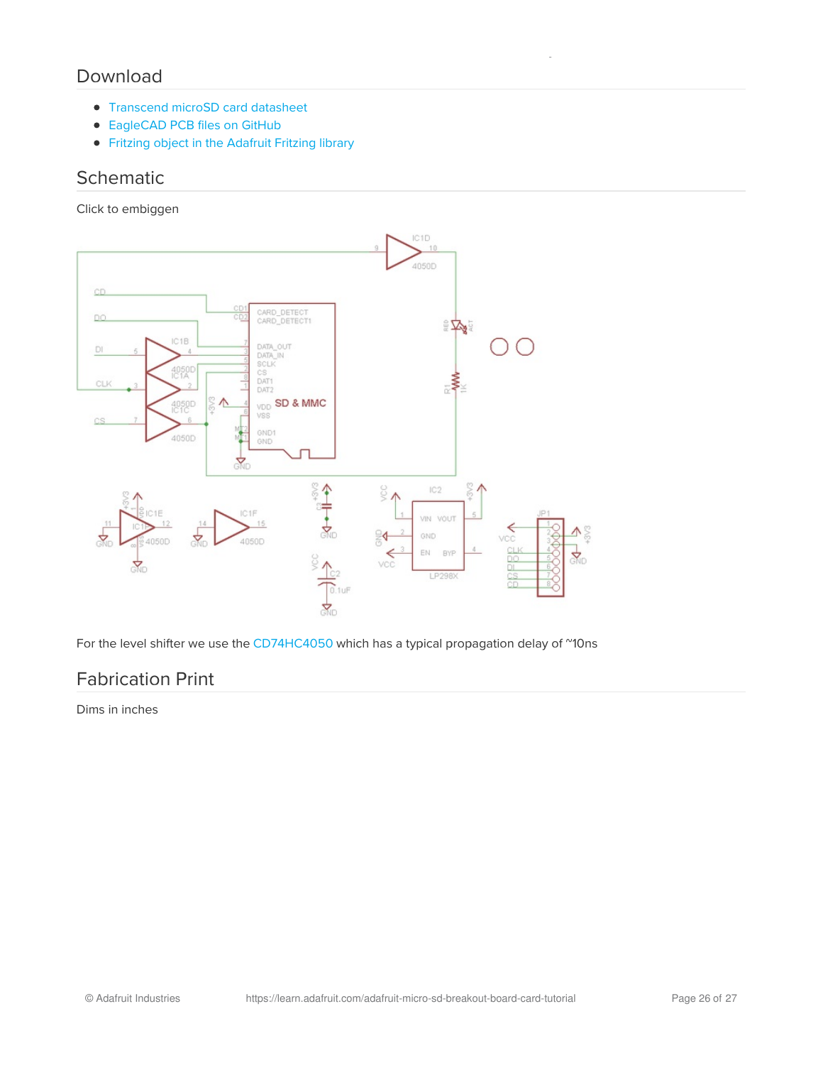## Download

- Transcend microSD card datasheet
- EagleCAD PCB files on GitHub
- Fritzing object in the Adafruit Fritzing library

## Schematic

Click to embiggen

For the level shifter we use the CD74HC4050 which has a typical propagation delay of ~10ns

## Fabrication Print

Dims in inches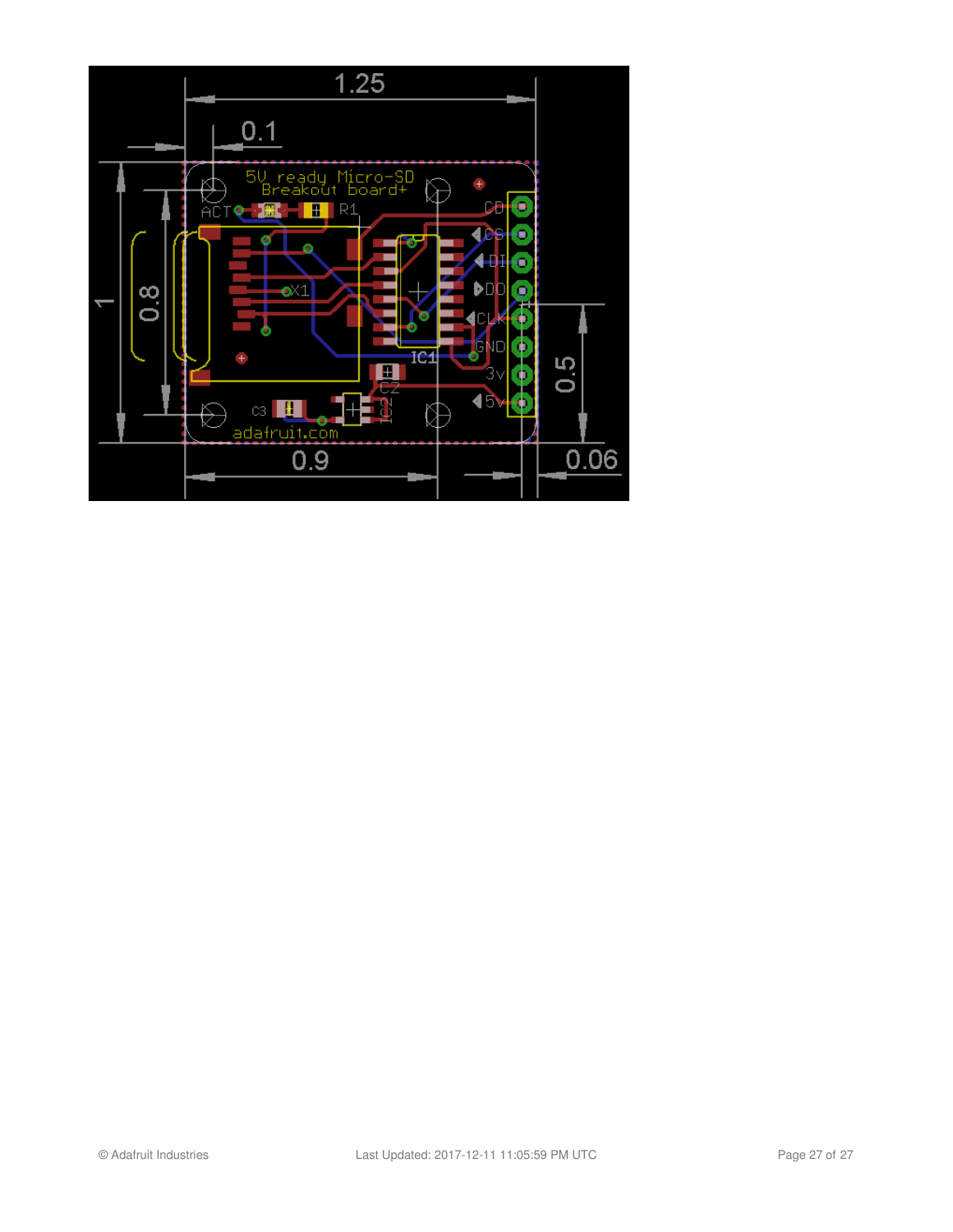1.25

0.1

5V ready Micro-SD
Breakout board+

ACT

R1

CD

CS

DI

DO

CLK

GND

3v

5V

X1

IC1

C2

C3

IC2

adafruit.com

1

0.8

0.5

0.9

0.06